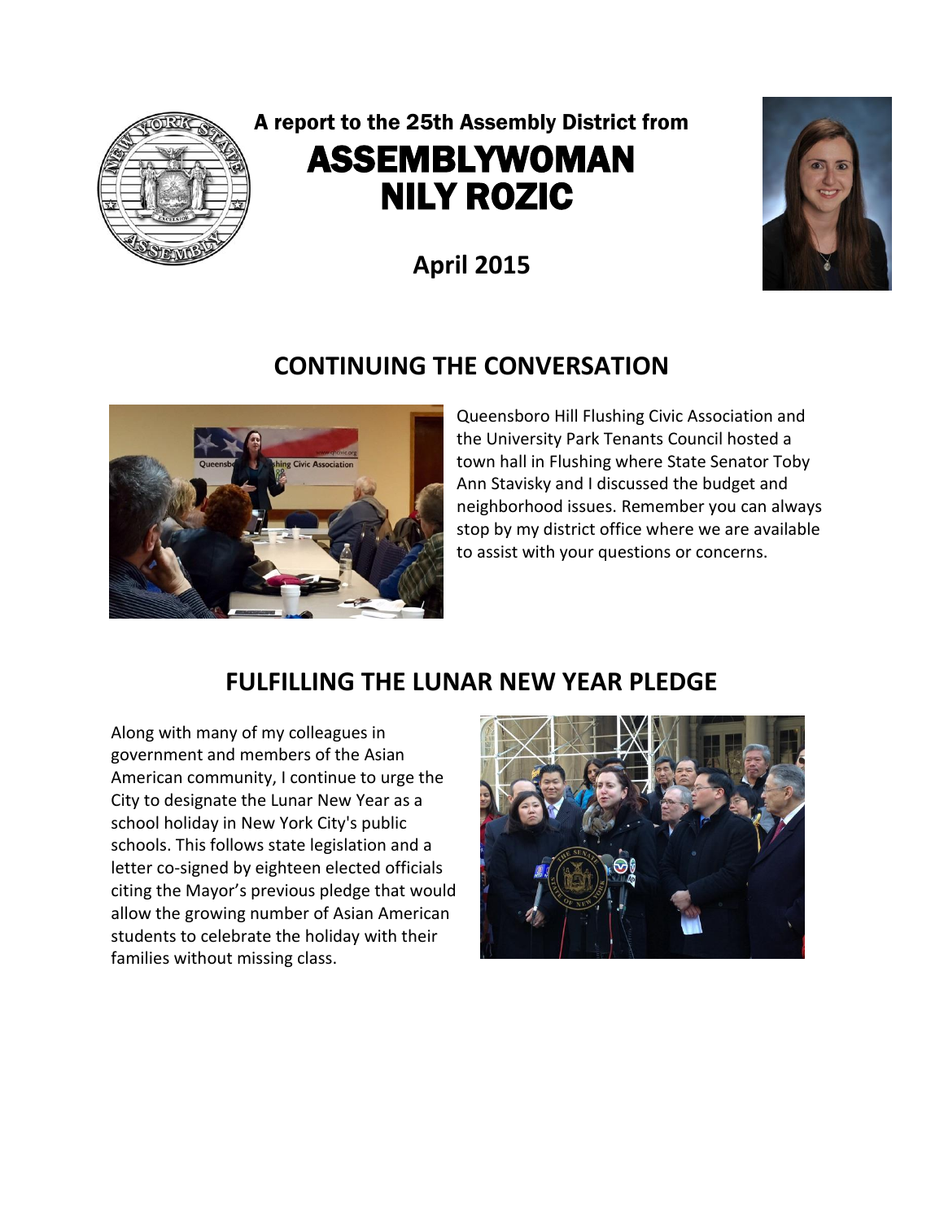A report to the 25th Assembly District from

# ASSEMBLYWOMAN NILY ROZIC

**April 2015**

## CONTINUING THE CONVERSATION

Queensboro Hill Flushing Civic Association and the University Park Tenants Council hosted a town hall in Flushing where State Senator Toby Ann Stavisky and I discussed the budget and neighborhood issues. Remember you can always stop by my district office where we are available to assist with your questions or concerns.

## FULFILLING THE LUNAR NEW YEAR PLEDGE

Along with many of my colleagues in government and members of the Asian American community, I continue to urge the City to designate the Lunar New Year as a school holiday in New York City's public schools. This follows state legislation and a letter co-signed by eighteen elected officials citing the Mayor's previous pledge that would allow the growing number of Asian American students to celebrate the holiday with their families without missing class.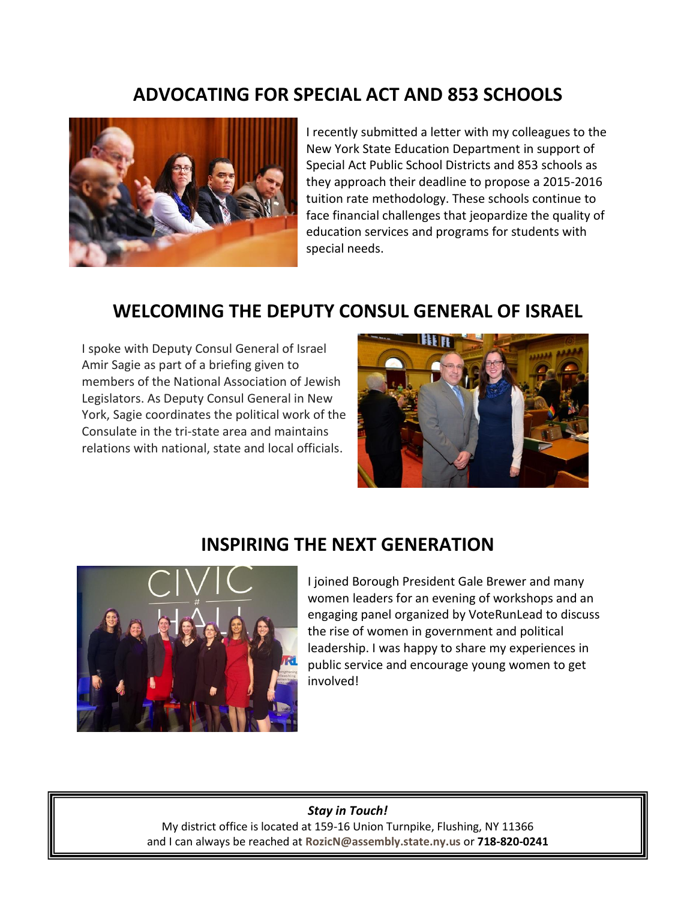## ADVOCATING FOR SPECIAL ACT AND 853 SCHOOLS

I recently submitted a letter with my colleagues to the New York State Education Department in support of Special Act Public School Districts and 853 schools as they approach their deadline to propose a 2015-2016 tuition rate methodology. These schools continue to face financial challenges that jeopardize the quality of education services and programs for students with special needs.

## WELCOMING THE DEPUTY CONSUL GENERAL OF ISRAEL

I spoke with Deputy Consul General of Israel Amir Sagie as part of a briefing given to members of the National Association of Jewish Legislators. As Deputy Consul General in New York, Sagie coordinates the political work of the Consulate in the tri-state area and maintains relations with national, state and local officials.

## INSPIRING THE NEXT GENERATION

I joined Borough President Gale Brewer and many women leaders for an evening of workshops and an engaging panel organized by VoteRunLead to discuss the rise of women in government and political leadership. I was happy to share my experiences in public service and encourage young women to get involved!

***Stay in Touch!***

My district office is located at 159-16 Union Turnpike, Flushing, NY 11366
and I can always be reached at **RozicN@assembly.state.ny.us** or **718-820-0241**